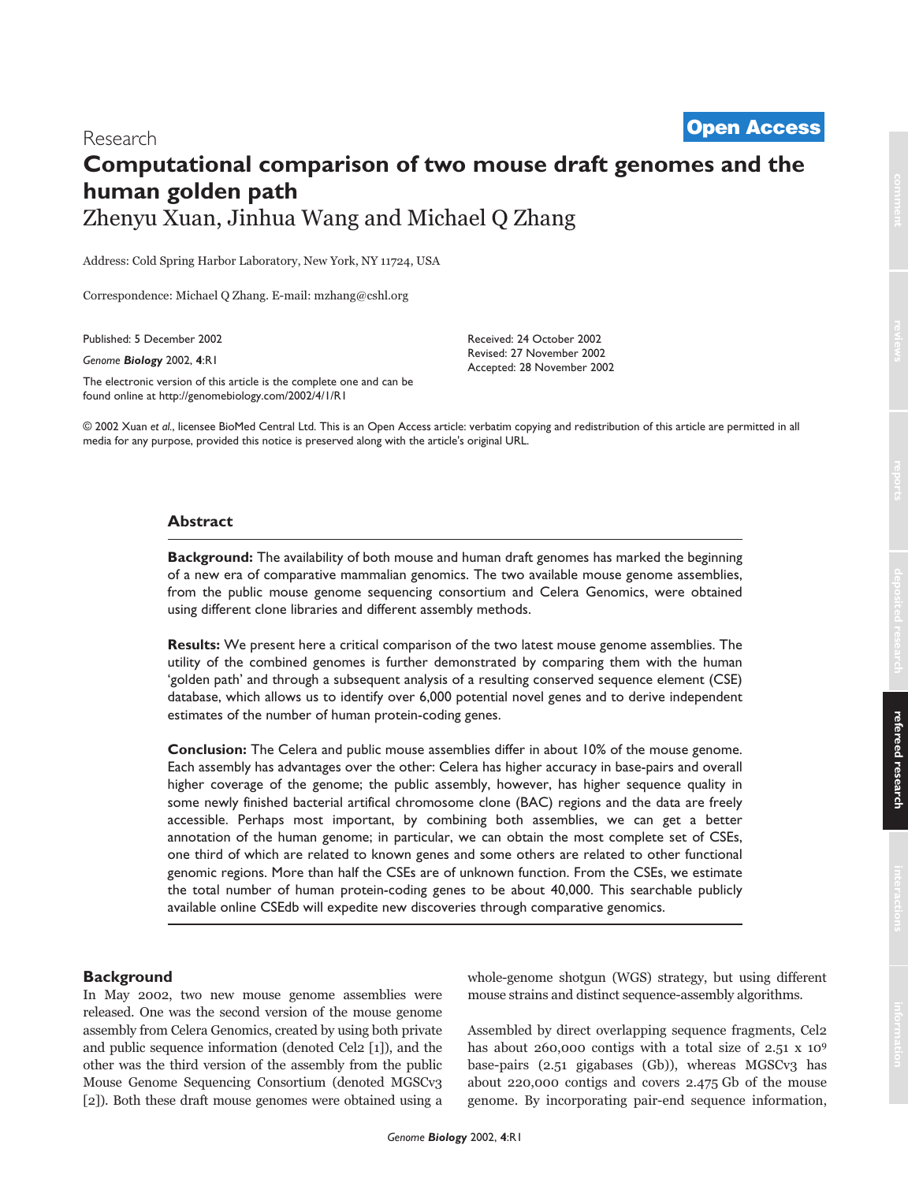Research

**Open Access**

# Computational comparison of two mouse draft genomes and the human golden path

Zhenyu Xuan, Jinhua Wang and Michael Q Zhang

Address: Cold Spring Harbor Laboratory, New York, NY 11724, USA

Correspondence: Michael Q Zhang. E-mail: mzhang@cshl.org

Published: 5 December 2002

*Genome **Biology*** 2002, **4**:R1

The electronic version of this article is the complete one and can be found online at http://genomebiology.com/2002/4/1/R1

Received: 24 October 2002
Revised: 27 November 2002
Accepted: 28 November 2002

© 2002 Xuan *et al.*, licensee BioMed Central Ltd. This is an Open Access article: verbatim copying and redistribution of this article are permitted in all media for any purpose, provided this notice is preserved along with the article's original URL.

## Abstract

**Background:** The availability of both mouse and human draft genomes has marked the beginning of a new era of comparative mammalian genomics. The two available mouse genome assemblies, from the public mouse genome sequencing consortium and Celera Genomics, were obtained using different clone libraries and different assembly methods.

**Results:** We present here a critical comparison of the two latest mouse genome assemblies. The utility of the combined genomes is further demonstrated by comparing them with the human 'golden path' and through a subsequent analysis of a resulting conserved sequence element (CSE) database, which allows us to identify over 6,000 potential novel genes and to derive independent estimates of the number of human protein-coding genes.

**Conclusion:** The Celera and public mouse assemblies differ in about 10% of the mouse genome. Each assembly has advantages over the other: Celera has higher accuracy in base-pairs and overall higher coverage of the genome; the public assembly, however, has higher sequence quality in some newly finished bacterial artifical chromosome clone (BAC) regions and the data are freely accessible. Perhaps most important, by combining both assemblies, we can get a better annotation of the human genome; in particular, we can obtain the most complete set of CSEs, one third of which are related to known genes and some others are related to other functional genomic regions. More than half the CSEs are of unknown function. From the CSEs, we estimate the total number of human protein-coding genes to be about 40,000. This searchable publicly available online CSEdb will expedite new discoveries through comparative genomics.

## Background

In May 2002, two new mouse genome assemblies were released. One was the second version of the mouse genome assembly from Celera Genomics, created by using both private and public sequence information (denoted Cel2 [1]), and the other was the third version of the assembly from the public Mouse Genome Sequencing Consortium (denoted MGSCv3 [2]). Both these draft mouse genomes were obtained using a whole-genome shotgun (WGS) strategy, but using different mouse strains and distinct sequence-assembly algorithms.

Assembled by direct overlapping sequence fragments, Cel2 has about 260,000 contigs with a total size of $2.51 \times 10^9$ base-pairs (2.51 gigabases (Gb)), whereas MGSCv3 has about 220,000 contigs and covers 2.475 Gb of the mouse genome. By incorporating pair-end sequence information,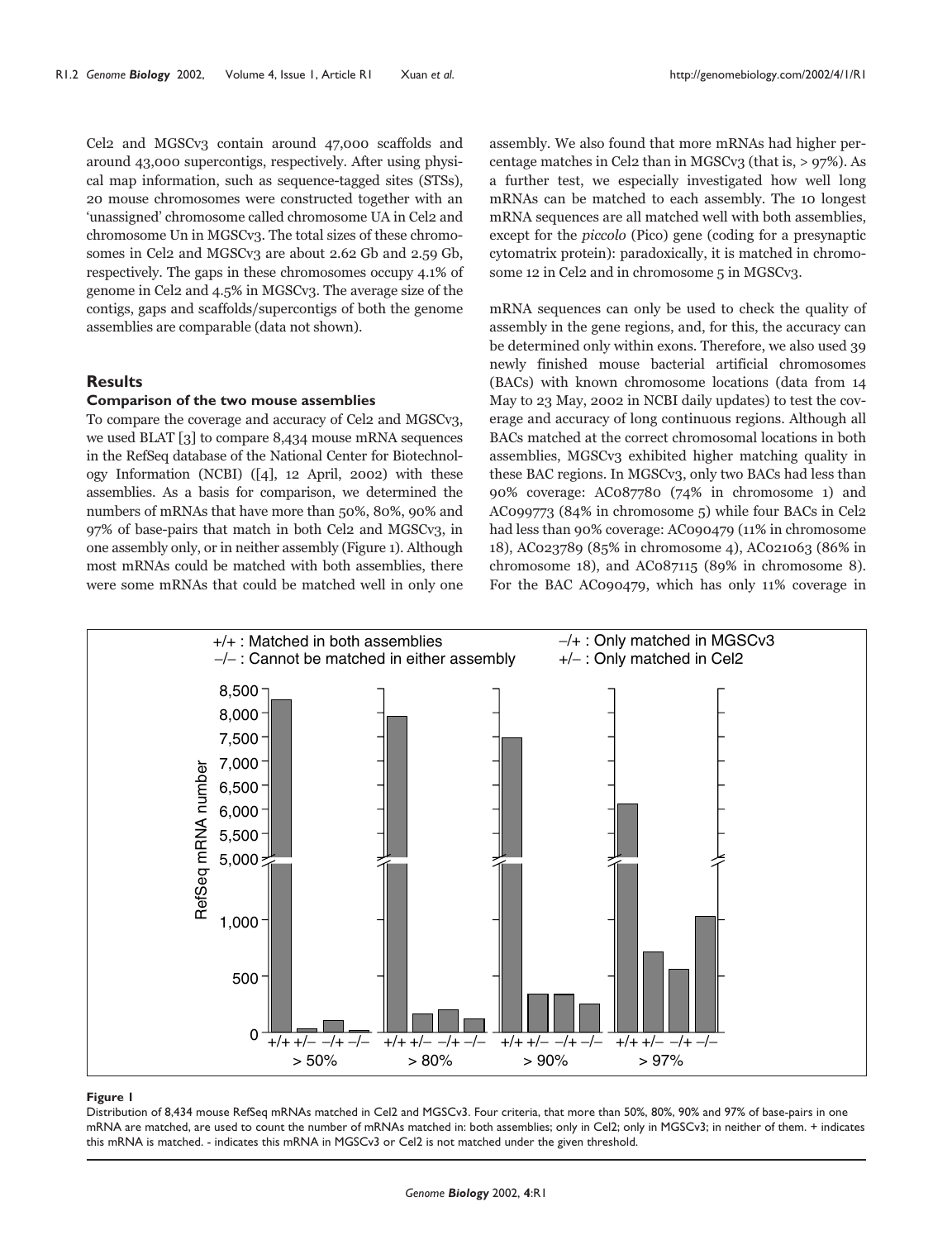Cel2 and MGSCv3 contain around 47,000 scaffolds and around 43,000 supercontigs, respectively. After using physical map information, such as sequence-tagged sites (STSs), 20 mouse chromosomes were constructed together with an 'unassigned' chromosome called chromosome UA in Cel2 and chromosome Un in MGSCv3. The total sizes of these chromosomes in Cel2 and MGSCv3 are about 2.62 Gb and 2.59 Gb, respectively. The gaps in these chromosomes occupy 4.1% of genome in Cel2 and 4.5% in MGSCv3. The average size of the contigs, gaps and scaffolds/supercontigs of both the genome assemblies are comparable (data not shown).

## Results

### Comparison of the two mouse assemblies

To compare the coverage and accuracy of Cel2 and MGSCv3, we used BLAT [3] to compare 8,434 mouse mRNA sequences in the RefSeq database of the National Center for Biotechnology Information (NCBI) ([4], 12 April, 2002) with these assemblies. As a basis for comparison, we determined the numbers of mRNAs that have more than 50%, 80%, 90% and 97% of base-pairs that match in both Cel2 and MGSCv3, in one assembly only, or in neither assembly (Figure 1). Although most mRNAs could be matched with both assemblies, there were some mRNAs that could be matched well in only one assembly. We also found that more mRNAs had higher percentage matches in Cel2 than in MGSCv3 (that is, > 97%). As a further test, we especially investigated how well long mRNAs can be matched to each assembly. The 10 longest mRNA sequences are all matched well with both assemblies, except for the *piccolo* (Pico) gene (coding for a presynaptic cytomatrix protein): paradoxically, it is matched in chromosome 12 in Cel2 and in chromosome 5 in MGSCv3.

mRNA sequences can only be used to check the quality of assembly in the gene regions, and, for this, the accuracy can be determined only within exons. Therefore, we also used 39 newly finished mouse bacterial artificial chromosomes (BACs) with known chromosome locations (data from 14 May to 23 May, 2002 in NCBI daily updates) to test the coverage and accuracy of long continuous regions. Although all BACs matched at the correct chromosomal locations in both assemblies, MGSCv3 exhibited higher matching quality in these BAC regions. In MGSCv3, only two BACs had less than 90% coverage: AC087780 (74% in chromosome 1) and AC099773 (84% in chromosome 5) while four BACs in Cel2 had less than 90% coverage: AC090479 (11% in chromosome 18), AC023789 (85% in chromosome 4), AC021063 (86% in chromosome 18), and AC087115 (89% in chromosome 8). For the BAC AC090479, which has only 11% coverage in

**Figure 1**

Distribution of 8,434 mouse RefSeq mRNAs matched in Cel2 and MGSCv3. Four criteria, that more than 50%, 80%, 90% and 97% of base-pairs in one mRNA are matched, are used to count the number of mRNAs matched in: both assemblies; only in Cel2; only in MGSCv3; in neither of them. + indicates this mRNA is matched. - indicates this mRNA in MGSCv3 or Cel2 is not matched under the given threshold.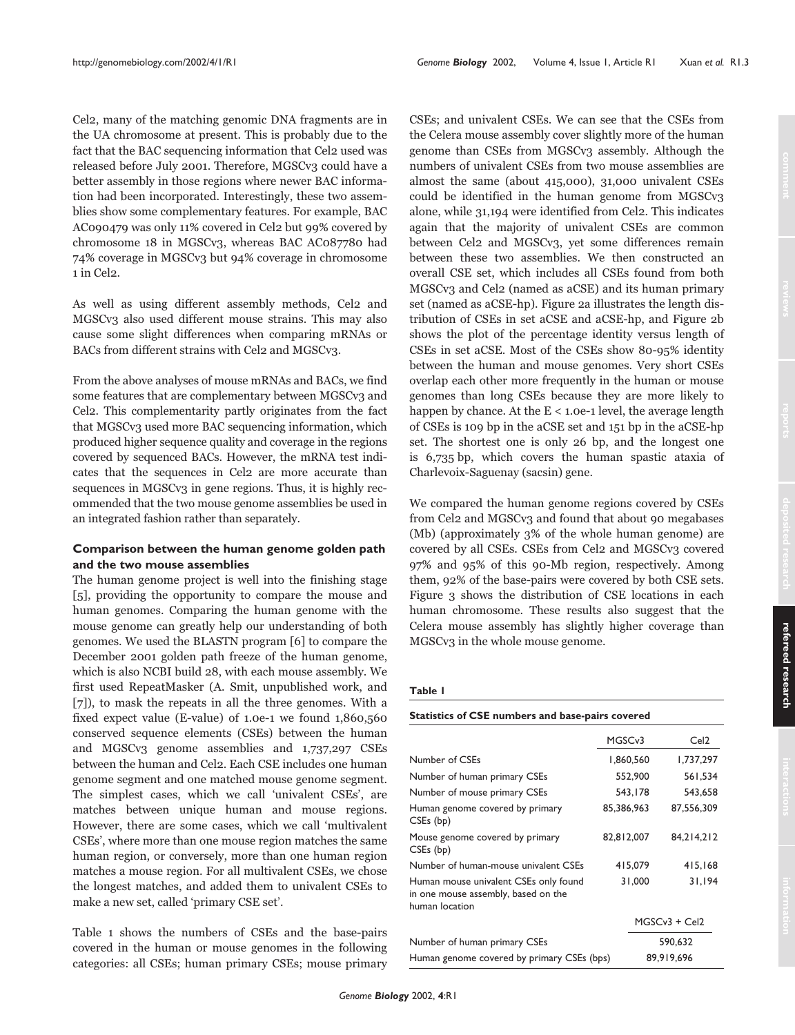Cel2, many of the matching genomic DNA fragments are in the UA chromosome at present. This is probably due to the fact that the BAC sequencing information that Cel2 used was released before July 2001. Therefore, MGSCv3 could have a better assembly in those regions where newer BAC information had been incorporated. Interestingly, these two assemblies show some complementary features. For example, BAC AC090479 was only 11% covered in Cel2 but 99% covered by chromosome 18 in MGSCv3, whereas BAC AC087780 had 74% coverage in MGSCv3 but 94% coverage in chromosome 1 in Cel2.

As well as using different assembly methods, Cel2 and MGSCv3 also used different mouse strains. This may also cause some slight differences when comparing mRNAs or BACs from different strains with Cel2 and MGSCv3.

From the above analyses of mouse mRNAs and BACs, we find some features that are complementary between MGSCv3 and Cel2. This complementarity partly originates from the fact that MGSCv3 used more BAC sequencing information, which produced higher sequence quality and coverage in the regions covered by sequenced BACs. However, the mRNA test indicates that the sequences in Cel2 are more accurate than sequences in MGSCv3 in gene regions. Thus, it is highly recommended that the two mouse genome assemblies be used in an integrated fashion rather than separately.

### Comparison between the human genome golden path and the two mouse assemblies

The human genome project is well into the finishing stage [5], providing the opportunity to compare the mouse and human genomes. Comparing the human genome with the mouse genome can greatly help our understanding of both genomes. We used the BLASTN program [6] to compare the December 2001 golden path freeze of the human genome, which is also NCBI build 28, with each mouse assembly. We first used RepeatMasker (A. Smit, unpublished work, and [7]), to mask the repeats in all the three genomes. With a fixed expect value (E-value) of 1.0e-1 we found 1,860,560 conserved sequence elements (CSEs) between the human and MGSCv3 genome assemblies and 1,737,297 CSEs between the human and Cel2. Each CSE includes one human genome segment and one matched mouse genome segment. The simplest cases, which we call 'univalent CSEs', are matches between unique human and mouse regions. However, there are some cases, which we call 'multivalent CSEs', where more than one mouse region matches the same human region, or conversely, more than one human region matches a mouse region. For all multivalent CSEs, we chose the longest matches, and added them to univalent CSEs to make a new set, called 'primary CSE set'.

Table 1 shows the numbers of CSEs and the base-pairs covered in the human or mouse genomes in the following categories: all CSEs; human primary CSEs; mouse primary CSEs; and univalent CSEs. We can see that the CSEs from the Celera mouse assembly cover slightly more of the human genome than CSEs from MGSCv3 assembly. Although the numbers of univalent CSEs from two mouse assemblies are almost the same (about 415,000), 31,000 univalent CSEs could be identified in the human genome from MGSCv3 alone, while 31,194 were identified from Cel2. This indicates again that the majority of univalent CSEs are common between Cel2 and MGSCv3, yet some differences remain between these two assemblies. We then constructed an overall CSE set, which includes all CSEs found from both MGSCv3 and Cel2 (named as aCSE) and its human primary set (named as aCSE-hp). Figure 2a illustrates the length distribution of CSEs in set aCSE and aCSE-hp, and Figure 2b shows the plot of the percentage identity versus length of CSEs in set aCSE. Most of the CSEs show 80-95% identity between the human and mouse genomes. Very short CSEs overlap each other more frequently in the human or mouse genomes than long CSEs because they are more likely to happen by chance. At the $E < 1.0e\text{-}1$ level, the average length of CSEs is 109 bp in the aCSE set and 151 bp in the aCSE-hp set. The shortest one is only 26 bp, and the longest one is 6,735 bp, which covers the human spastic ataxia of Charlevoix-Saguenay (sacsin) gene.

We compared the human genome regions covered by CSEs from Cel2 and MGSCv3 and found that about 90 megabases (Mb) (approximately 3% of the whole human genome) are covered by all CSEs. CSEs from Cel2 and MGSCv3 covered 97% and 95% of this 90-Mb region, respectively. Among them, 92% of the base-pairs were covered by both CSE sets. Figure 3 shows the distribution of CSE locations in each human chromosome. These results also suggest that the Celera mouse assembly has slightly higher coverage than MGSCv3 in the whole mouse genome.

**Table 1**

**Statistics of CSE numbers and base-pairs covered**

| | MGSCv3 | Cel2 |
|---|---|---|
| Number of CSEs | 1,860,560 | 1,737,297 |
| Number of human primary CSEs | 552,900 | 561,534 |
| Number of mouse primary CSEs | 543,178 | 543,658 |
| Human genome covered by primary CSEs (bp) | 85,386,963 | 87,556,309 |
| Mouse genome covered by primary CSEs (bp) | 82,812,007 | 84,214,212 |
| Number of human-mouse univalent CSEs | 415,079 | 415,168 |
| Human mouse univalent CSEs only found in one mouse assembly, based on the human location | 31,000 | 31,194 |
| | MGSCv3 + Cel2 | |
| Number of human primary CSEs | 590,632 | |
| Human genome covered by primary CSEs (bps) | 89,919,696 | |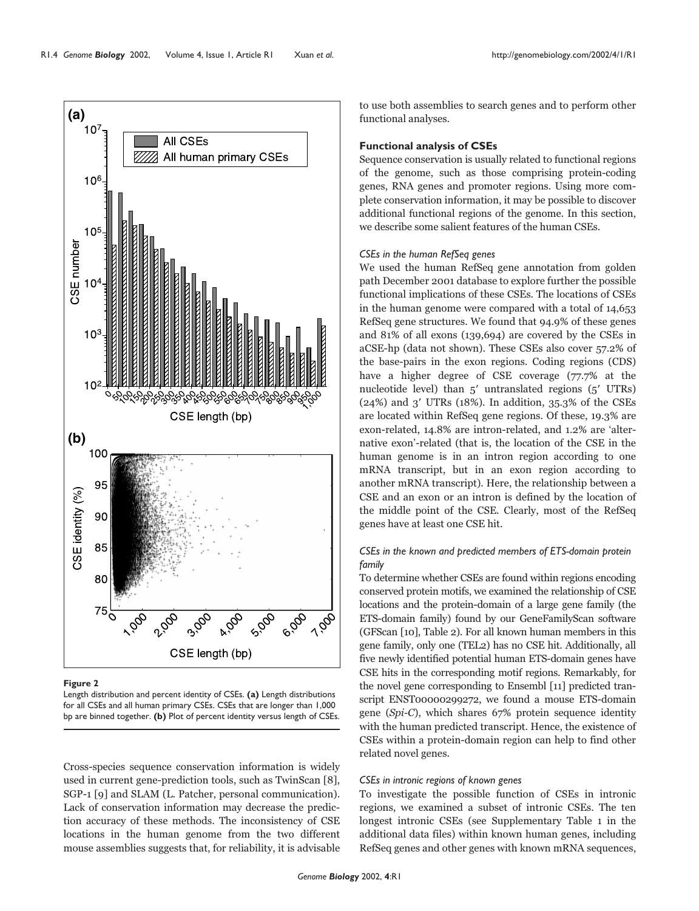**Figure 2**

Length distribution and percent identity of CSEs. **(a)** Length distributions for all CSEs and all human primary CSEs. CSEs that are longer than 1,000 bp are binned together. **(b)** Plot of percent identity versus length of CSEs.

Cross-species sequence conservation information is widely used in current gene-prediction tools, such as TwinScan [8], SGP-1 [9] and SLAM (L. Patcher, personal communication). Lack of conservation information may decrease the prediction accuracy of these methods. The inconsistency of CSE locations in the human genome from the two different mouse assemblies suggests that, for reliability, it is advisable to use both assemblies to search genes and to perform other functional analyses.

### Functional analysis of CSEs

Sequence conservation is usually related to functional regions of the genome, such as those comprising protein-coding genes, RNA genes and promoter regions. Using more complete conservation information, it may be possible to discover additional functional regions of the genome. In this section, we describe some salient features of the human CSEs.

#### *CSEs in the human RefSeq genes*

We used the human RefSeq gene annotation from golden path December 2001 database to explore further the possible functional implications of these CSEs. The locations of CSEs in the human genome were compared with a total of 14,653 RefSeq gene structures. We found that 94.9% of these genes and 81% of all exons (139,694) are covered by the CSEs in aCSE-hp (data not shown). These CSEs also cover 57.2% of the base-pairs in the exon regions. Coding regions (CDS) have a higher degree of CSE coverage (77.7% at the nucleotide level) than 5′ untranslated regions (5′ UTRs) (24%) and 3′ UTRs (18%). In addition, 35.3% of the CSEs are located within RefSeq gene regions. Of these, 19.3% are exon-related, 14.8% are intron-related, and 1.2% are 'alternative exon'-related (that is, the location of the CSE in the human genome is in an intron region according to one mRNA transcript, but in an exon region according to another mRNA transcript). Here, the relationship between a CSE and an exon or an intron is defined by the location of the middle point of the CSE. Clearly, most of the RefSeq genes have at least one CSE hit.

#### *CSEs in the known and predicted members of ETS-domain protein family*

To determine whether CSEs are found within regions encoding conserved protein motifs, we examined the relationship of CSE locations and the protein-domain of a large gene family (the ETS-domain family) found by our GeneFamilyScan software (GFScan [10], Table 2). For all known human members in this gene family, only one (TEL2) has no CSE hit. Additionally, all five newly identified potential human ETS-domain genes have CSE hits in the corresponding motif regions. Remarkably, for the novel gene corresponding to Ensembl [11] predicted transcript ENST00000299272, we found a mouse ETS-domain gene (*Spi-C*), which shares 67% protein sequence identity with the human predicted transcript. Hence, the existence of CSEs within a protein-domain region can help to find other related novel genes.

#### *CSEs in intronic regions of known genes*

To investigate the possible function of CSEs in intronic regions, we examined a subset of intronic CSEs. The ten longest intronic CSEs (see Supplementary Table 1 in the additional data files) within known human genes, including RefSeq genes and other genes with known mRNA sequences,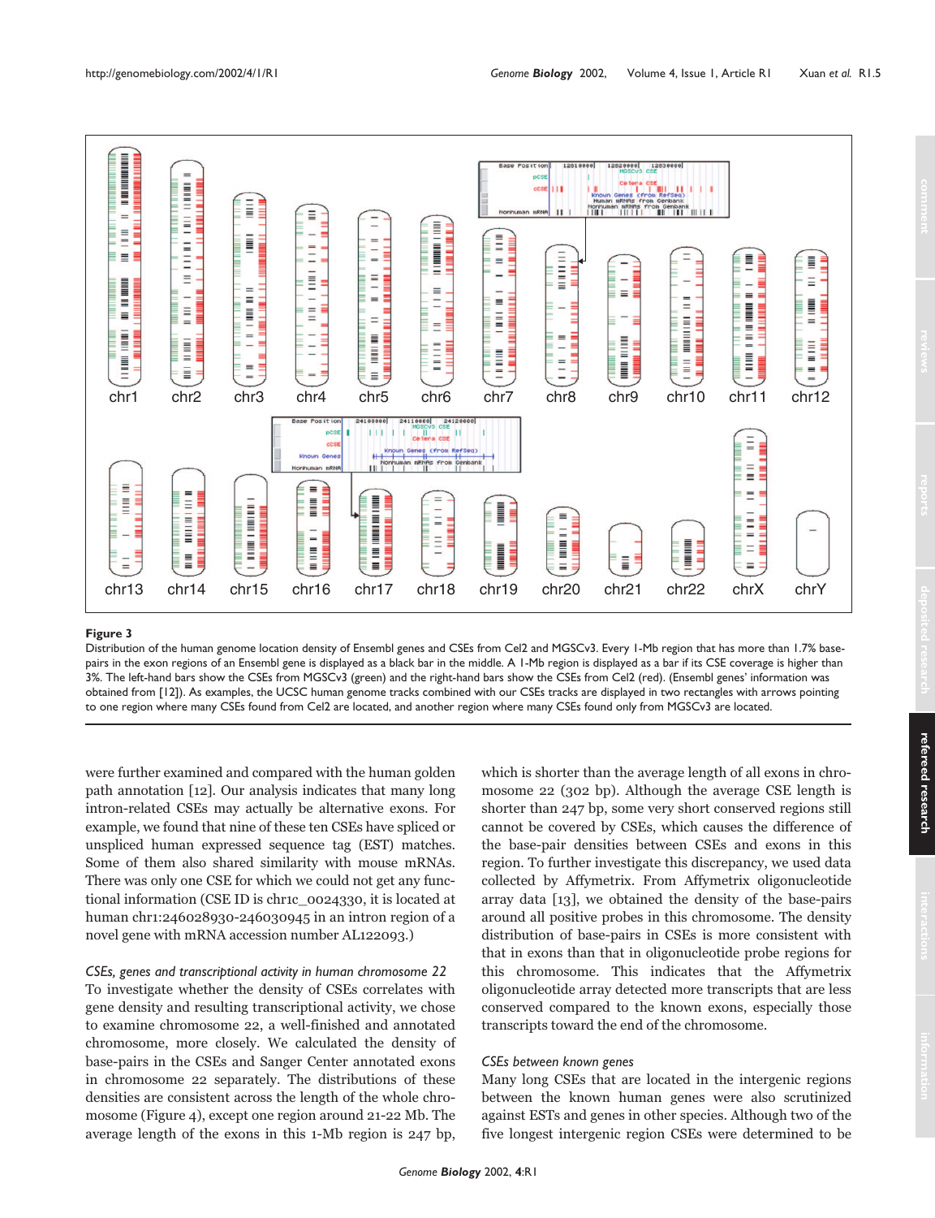**Figure 3**

Distribution of the human genome location density of Ensembl genes and CSEs from Cel2 and MGSCv3. Every 1-Mb region that has more than 1.7% base-pairs in the exon regions of an Ensembl gene is displayed as a black bar in the middle. A 1-Mb region is displayed as a bar if its CSE coverage is higher than 3%. The left-hand bars show the CSEs from MGSCv3 (green) and the right-hand bars show the CSEs from Cel2 (red). (Ensembl genes' information was obtained from [12]). As examples, the UCSC human genome tracks combined with our CSEs tracks are displayed in two rectangles with arrows pointing to one region where many CSEs found from Cel2 are located, and another region where many CSEs found only from MGSCv3 are located.

were further examined and compared with the human golden path annotation [12]. Our analysis indicates that many long intron-related CSEs may actually be alternative exons. For example, we found that nine of these ten CSEs have spliced or unspliced human expressed sequence tag (EST) matches. Some of them also shared similarity with mouse mRNAs. There was only one CSE for which we could not get any functional information (CSE ID is chr1c_0024330, it is located at human chr1:246028930-246030945 in an intron region of a novel gene with mRNA accession number AL122093.)

*CSEs, genes and transcriptional activity in human chromosome 22*

To investigate whether the density of CSEs correlates with gene density and resulting transcriptional activity, we chose to examine chromosome 22, a well-finished and annotated chromosome, more closely. We calculated the density of base-pairs in the CSEs and Sanger Center annotated exons in chromosome 22 separately. The distributions of these densities are consistent across the length of the whole chromosome (Figure 4), except one region around 21-22 Mb. The average length of the exons in this 1-Mb region is 247 bp, which is shorter than the average length of all exons in chromosome 22 (302 bp). Although the average CSE length is shorter than 247 bp, some very short conserved regions still cannot be covered by CSEs, which causes the difference of the base-pair densities between CSEs and exons in this region. To further investigate this discrepancy, we used data collected by Affymetrix. From Affymetrix oligonucleotide array data [13], we obtained the density of the base-pairs around all positive probes in this chromosome. The density distribution of base-pairs in CSEs is more consistent with that in exons than that in oligonucleotide probe regions for this chromosome. This indicates that the Affymetrix oligonucleotide array detected more transcripts that are less conserved compared to the known exons, especially those transcripts toward the end of the chromosome.

*CSEs between known genes*

Many long CSEs that are located in the intergenic regions between the known human genes were also scrutinized against ESTs and genes in other species. Although two of the five longest intergenic region CSEs were determined to be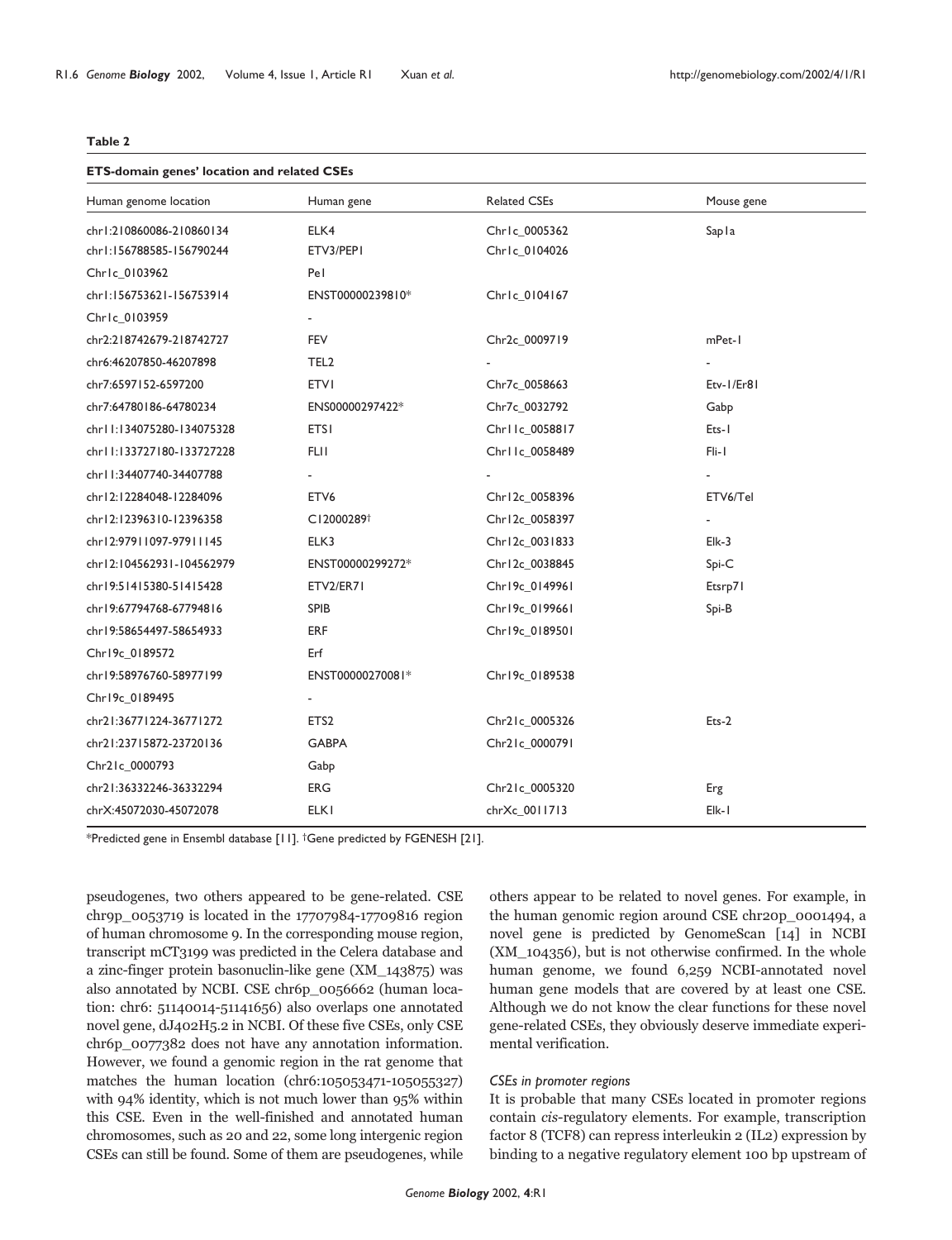**Table 2**

**ETS-domain genes' location and related CSEs**

| Human genome location | Human gene | Related CSEs | Mouse gene |
|---|---|---|---|
| chr1:210860086-210860134 | ELK4 | Chr1c_0005362 | Sap1a |
| chr1:156788585-156790244 | ETV3/PEP1 | Chr1c_0104026 | |
| Chr1c_0103962 | Pe1 | | |
| chr1:156753621-156753914 | ENST00000239810* | Chr1c_0104167 | |
| Chr1c_0103959 | - | | |
| chr2:218742679-218742727 | FEV | Chr2c_0009719 | mPet-1 |
| chr6:46207850-46207898 | TEL2 | - | - |
| chr7:6597152-6597200 | ETV1 | Chr7c_0058663 | Etv-1/Er81 |
| chr7:64780186-64780234 | ENS00000297422* | Chr7c_0032792 | Gabp |
| chr11:134075280-134075328 | ETS1 | Chr11c_0058817 | Ets-1 |
| chr11:133727180-133727228 | FLI1 | Chr11c_0058489 | Fli-1 |
| chr11:34407740-34407788 | - | - | - |
| chr12:12284048-12284096 | ETV6 | Chr12c_0058396 | ETV6/Tel |
| chr12:12396310-12396358 | C12000289† | Chr12c_0058397 | - |
| chr12:97911097-97911145 | ELK3 | Chr12c_0031833 | Elk-3 |
| chr12:104562931-104562979 | ENST00000299272* | Chr12c_0038845 | Spi-C |
| chr19:51415380-51415428 | ETV2/ER71 | Chr19c_0149961 | Etsrp71 |
| chr19:67794768-67794816 | SPIB | Chr19c_0199661 | Spi-B |
| chr19:58654497-58654933 | ERF | Chr19c_0189501 | |
| Chr19c_0189572 | Erf | | |
| chr19:58976760-58977199 | ENST00000270081* | Chr19c_0189538 | |
| Chr19c_0189495 | - | | |
| chr21:36771224-36771272 | ETS2 | Chr21c_0005326 | Ets-2 |
| chr21:23715872-23720136 | GABPA | Chr21c_0000791 | |
| Chr21c_0000793 | Gabp | | |
| chr21:36332246-36332294 | ERG | Chr21c_0005320 | Erg |
| chrX:45072030-45072078 | ELK1 | chrXc_0011713 | Elk-1 |

*Predicted gene in Ensembl database [11]. †Gene predicted by FGENESH [21].

pseudogenes, two others appeared to be gene-related. CSE chr9p_0053719 is located in the 17707984-17709816 region of human chromosome 9. In the corresponding mouse region, transcript mCT3199 was predicted in the Celera database and a zinc-finger protein basonuclin-like gene (XM_143875) was also annotated by NCBI. CSE chr6p_0056662 (human location: chr6: 51140014-51141656) also overlaps one annotated novel gene, dJ402H5.2 in NCBI. Of these five CSEs, only CSE chr6p_0077382 does not have any annotation information. However, we found a genomic region in the rat genome that matches the human location (chr6:105053471-105055327) with 94% identity, which is not much lower than 95% within this CSE. Even in the well-finished and annotated human chromosomes, such as 20 and 22, some long intergenic region CSEs can still be found. Some of them are pseudogenes, while others appear to be related to novel genes. For example, in the human genomic region around CSE chr20p_0001494, a novel gene is predicted by GenomeScan [14] in NCBI (XM_104356), but is not otherwise confirmed. In the whole human genome, we found 6,259 NCBI-annotated novel human gene models that are covered by at least one CSE. Although we do not know the clear functions for these novel gene-related CSEs, they obviously deserve immediate experimental verification.

### *CSEs in promoter regions*

It is probable that many CSEs located in promoter regions contain *cis*-regulatory elements. For example, transcription factor 8 (TCF8) can repress interleukin 2 (IL2) expression by binding to a negative regulatory element 100 bp upstream of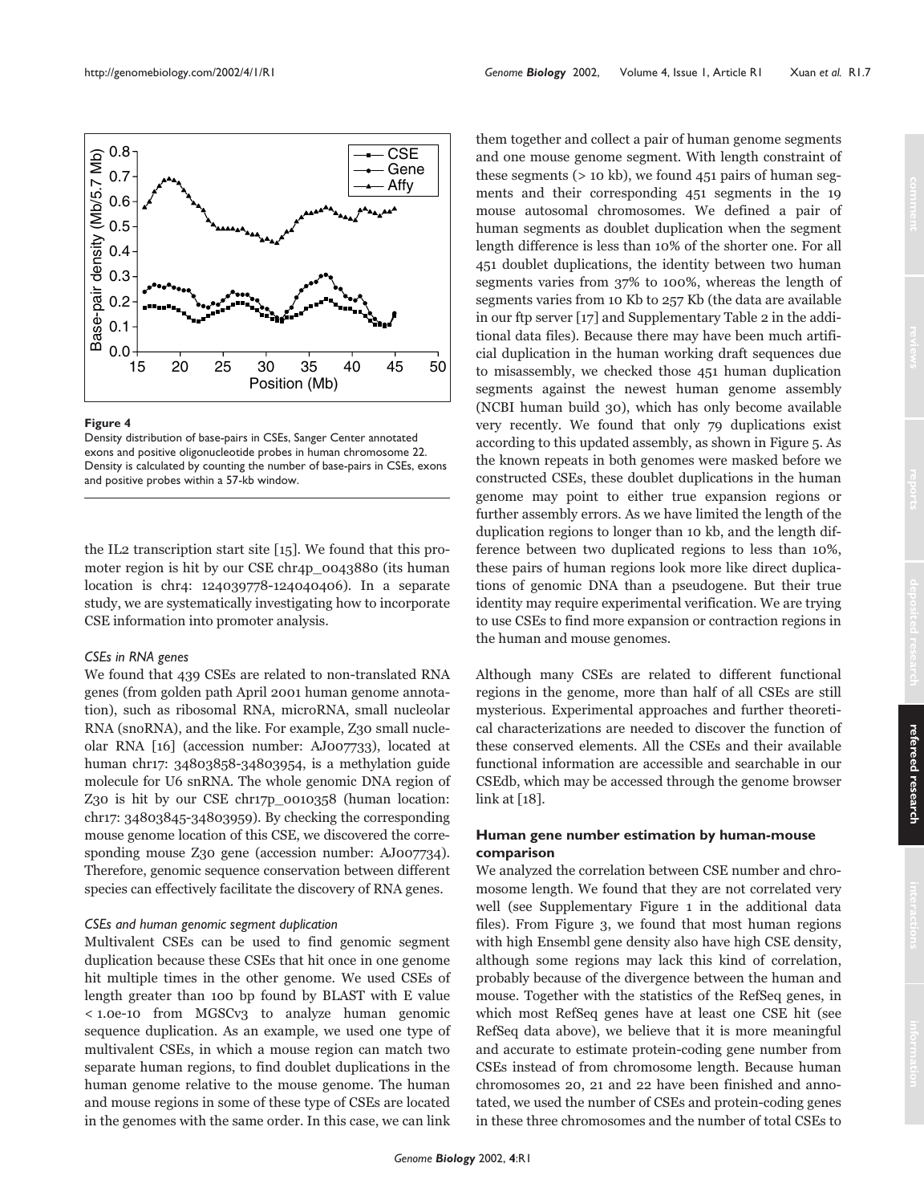**Figure 4**

Density distribution of base-pairs in CSEs, Sanger Center annotated exons and positive oligonucleotide probes in human chromosome 22. Density is calculated by counting the number of base-pairs in CSEs, exons and positive probes within a 57-kb window.

the IL2 transcription start site [15]. We found that this promoter region is hit by our CSE chr4p_0043880 (its human location is chr4: 124039778-124040406). In a separate study, we are systematically investigating how to incorporate CSE information into promoter analysis.

### *CSEs in RNA genes*

We found that 439 CSEs are related to non-translated RNA genes (from golden path April 2001 human genome annotation), such as ribosomal RNA, microRNA, small nucleolar RNA (snoRNA), and the like. For example, Z30 small nucleolar RNA [16] (accession number: AJ007733), located at human chr17: 34803858-34803954, is a methylation guide molecule for U6 snRNA. The whole genomic DNA region of Z30 is hit by our CSE chr17p_0010358 (human location: chr17: 34803845-34803959). By checking the corresponding mouse genome location of this CSE, we discovered the corresponding mouse Z30 gene (accession number: AJ007734). Therefore, genomic sequence conservation between different species can effectively facilitate the discovery of RNA genes.

### *CSEs and human genomic segment duplication*

Multivalent CSEs can be used to find genomic segment duplication because these CSEs that hit once in one genome hit multiple times in the other genome. We used CSEs of length greater than 100 bp found by BLAST with E value < 1.0e-10 from MGSCv3 to analyze human genomic sequence duplication. As an example, we used one type of multivalent CSEs, in which a mouse region can match two separate human regions, to find doublet duplications in the human genome relative to the mouse genome. The human and mouse regions in some of these type of CSEs are located in the genomes with the same order. In this case, we can link them together and collect a pair of human genome segments and one mouse genome segment. With length constraint of these segments (> 10 kb), we found 451 pairs of human segments and their corresponding 451 segments in the 19 mouse autosomal chromosomes. We defined a pair of human segments as doublet duplication when the segment length difference is less than 10% of the shorter one. For all 451 doublet duplications, the identity between two human segments varies from 37% to 100%, whereas the length of segments varies from 10 Kb to 257 Kb (the data are available in our ftp server [17] and Supplementary Table 2 in the additional data files). Because there may have been much artificial duplication in the human working draft sequences due to misassembly, we checked those 451 human duplication segments against the newest human genome assembly (NCBI human build 30), which has only become available very recently. We found that only 79 duplications exist according to this updated assembly, as shown in Figure 5. As the known repeats in both genomes were masked before we constructed CSEs, these doublet duplications in the human genome may point to either true expansion regions or further assembly errors. As we have limited the length of the duplication regions to longer than 10 kb, and the length difference between two duplicated regions to less than 10%, these pairs of human regions look more like direct duplications of genomic DNA than a pseudogene. But their true identity may require experimental verification. We are trying to use CSEs to find more expansion or contraction regions in the human and mouse genomes.

Although many CSEs are related to different functional regions in the genome, more than half of all CSEs are still mysterious. Experimental approaches and further theoretical characterizations are needed to discover the function of these conserved elements. All the CSEs and their available functional information are accessible and searchable in our CSEdb, which may be accessed through the genome browser link at [18].

## Human gene number estimation by human-mouse comparison

We analyzed the correlation between CSE number and chromosome length. We found that they are not correlated very well (see Supplementary Figure 1 in the additional data files). From Figure 3, we found that most human regions with high Ensembl gene density also have high CSE density, although some regions may lack this kind of correlation, probably because of the divergence between the human and mouse. Together with the statistics of the RefSeq genes, in which most RefSeq genes have at least one CSE hit (see RefSeq data above), we believe that it is more meaningful and accurate to estimate protein-coding gene number from CSEs instead of from chromosome length. Because human chromosomes 20, 21 and 22 have been finished and annotated, we used the number of CSEs and protein-coding genes in these three chromosomes and the number of total CSEs to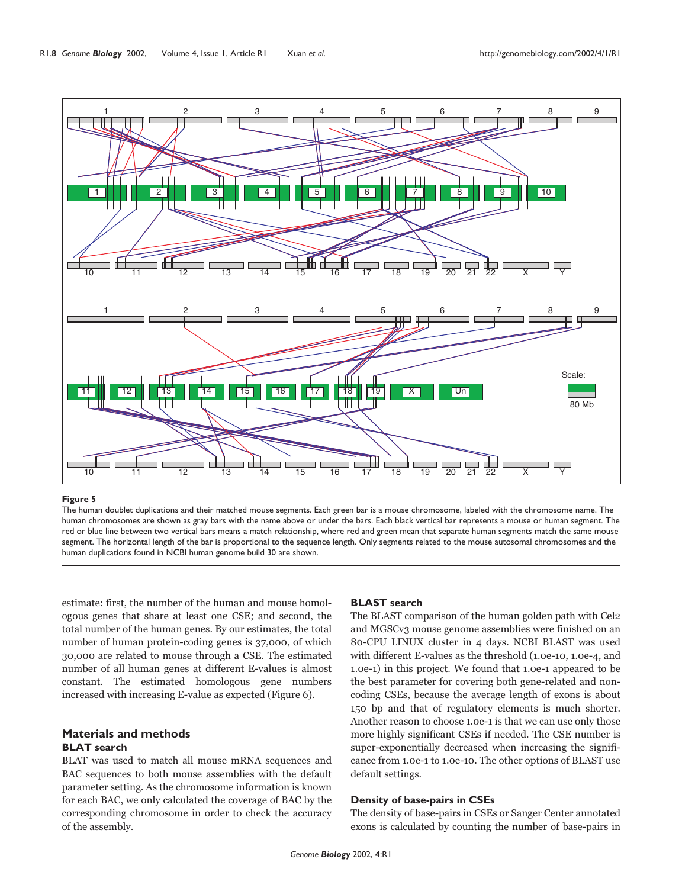**Figure 5**

The human doublet duplications and their matched mouse segments. Each green bar is a mouse chromosome, labeled with the chromosome name. The human chromosomes are shown as gray bars with the name above or under the bars. Each black vertical bar represents a mouse or human segment. The red or blue line between two vertical bars means a match relationship, where red and green mean that separate human segments match the same mouse segment. The horizontal length of the bar is proportional to the sequence length. Only segments related to the mouse autosomal chromosomes and the human duplications found in NCBI human genome build 30 are shown.

estimate: first, the number of the human and mouse homologous genes that share at least one CSE; and second, the total number of the human genes. By our estimates, the total number of human protein-coding genes is 37,000, of which 30,000 are related to mouse through a CSE. The estimated number of all human genes at different E-values is almost constant. The estimated homologous gene numbers increased with increasing E-value as expected (Figure 6).

## Materials and methods

### BLAT search

BLAT was used to match all mouse mRNA sequences and BAC sequences to both mouse assemblies with the default parameter setting. As the chromosome information is known for each BAC, we only calculated the coverage of BAC by the corresponding chromosome in order to check the accuracy of the assembly.

### BLAST search

The BLAST comparison of the human golden path with Cel2 and MGSCv3 mouse genome assemblies were finished on an 80-CPU LINUX cluster in 4 days. NCBI BLAST was used with different E-values as the threshold (1.0e-10, 1.0e-4, and 1.0e-1) in this project. We found that 1.0e-1 appeared to be the best parameter for covering both gene-related and non-coding CSEs, because the average length of exons is about 150 bp and that of regulatory elements is much shorter. Another reason to choose 1.0e-1 is that we can use only those more highly significant CSEs if needed. The CSE number is super-exponentially decreased when increasing the significance from 1.0e-1 to 1.0e-10. The other options of BLAST use default settings.

### Density of base-pairs in CSEs

The density of base-pairs in CSEs or Sanger Center annotated exons is calculated by counting the number of base-pairs in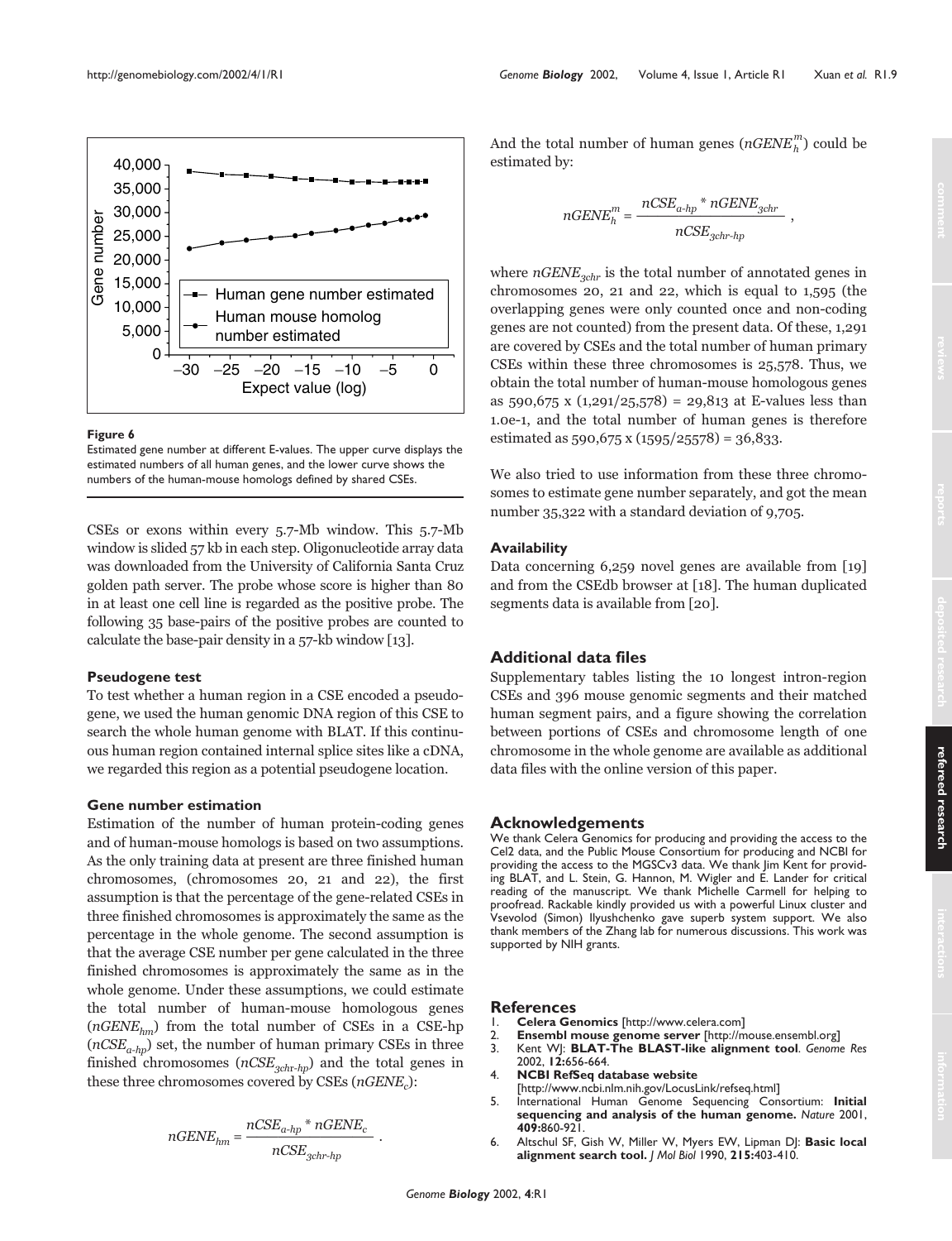**Figure 6**

Estimated gene number at different E-values. The upper curve displays the estimated numbers of all human genes, and the lower curve shows the numbers of the human-mouse homologs defined by shared CSEs.

CSEs or exons within every 5.7-Mb window. This 5.7-Mb window is slided 57 kb in each step. Oligonucleotide array data was downloaded from the University of California Santa Cruz golden path server. The probe whose score is higher than 80 in at least one cell line is regarded as the positive probe. The following 35 base-pairs of the positive probes are counted to calculate the base-pair density in a 57-kb window [13].

### Pseudogene test

To test whether a human region in a CSE encoded a pseudogene, we used the human genomic DNA region of this CSE to search the whole human genome with BLAT. If this continuous human region contained internal splice sites like a cDNA, we regarded this region as a potential pseudogene location.

### Gene number estimation

Estimation of the number of human protein-coding genes and of human-mouse homologs is based on two assumptions. As the only training data at present are three finished human chromosomes, (chromosomes 20, 21 and 22), the first assumption is that the percentage of the gene-related CSEs in three finished chromosomes is approximately the same as the percentage in the whole genome. The second assumption is that the average CSE number per gene calculated in the three finished chromosomes is approximately the same as in the whole genome. Under these assumptions, we could estimate the total number of human-mouse homologous genes ($nGENE_{hm}$) from the total number of CSEs in a CSE-hp ($nCSE_{a\text{-}hp}$) set, the number of human primary CSEs in three finished chromosomes ($nCSE_{3chr\text{-}hp}$) and the total genes in these three chromosomes covered by CSEs ($nGENE_c$):

$$nGENE_{hm} = \frac{nCSE_{a\text{-}hp} * nGENE_c}{nCSE_{3chr\text{-}hp}} .$$

And the total number of human genes ($nGENE_h^m$) could be estimated by:

$$nGENE_h^m = \frac{nCSE_{a\text{-}hp} * nGENE_{3chr}}{nCSE_{3chr\text{-}hp}} ,$$

where $nGENE_{3chr}$ is the total number of annotated genes in chromosomes 20, 21 and 22, which is equal to 1,595 (the overlapping genes were only counted once and non-coding genes are not counted) from the present data. Of these, 1,291 are covered by CSEs and the total number of human primary CSEs within these three chromosomes is 25,578. Thus, we obtain the total number of human-mouse homologous genes as 590,675 x (1,291/25,578) = 29,813 at E-values less than 1.0e-1, and the total number of human genes is therefore estimated as 590,675 x (1595/25578) = 36,833.

We also tried to use information from these three chromosomes to estimate gene number separately, and got the mean number 35,322 with a standard deviation of 9,705.

### Availability

Data concerning 6,259 novel genes are available from [19] and from the CSEdb browser at [18]. The human duplicated segments data is available from [20].

## Additional data files

Supplementary tables listing the 10 longest intron-region CSEs and 396 mouse genomic segments and their matched human segment pairs, and a figure showing the correlation between portions of CSEs and chromosome length of one chromosome in the whole genome are available as additional data files with the online version of this paper.

## Acknowledgements

We thank Celera Genomics for producing and providing the access to the Cel2 data, and the Public Mouse Consortium for producing and NCBI for providing the access to the MGSCv3 data. We thank Jim Kent for providing BLAT, and L. Stein, G. Hannon, M. Wigler and E. Lander for critical reading of the manuscript. We thank Michelle Carmell for helping to proofread. Rackable kindly provided us with a powerful Linux cluster and Vsevolod (Simon) Ilyushchenko gave superb system support. We also thank members of the Zhang lab for numerous discussions. This work was supported by NIH grants.

## References

1. **Celera Genomics** [http://www.celera.com]
2. **Ensembl mouse genome server** [http://mouse.ensembl.org]
3. Kent WJ: **BLAT-The BLAST-like alignment tool**. *Genome Res* 2002, **12:**656-664.
4. **NCBI RefSeq database website** [http://www.ncbi.nlm.nih.gov/LocusLink/refseq.html]
5. International Human Genome Sequencing Consortium: **Initial sequencing and analysis of the human genome.** *Nature* 2001, **409:**860-921.
6. Altschul SF, Gish W, Miller W, Myers EW, Lipman DJ: **Basic local alignment search tool.** *J Mol Biol* 1990, **215:**403-410.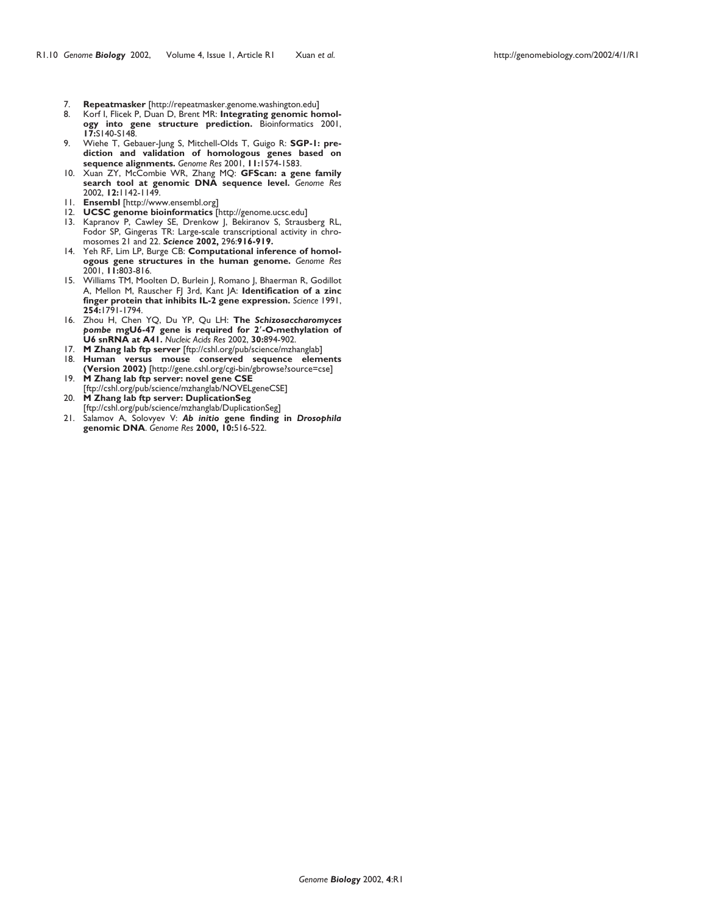7. **Repeatmasker** [http://repeatmasker.genome.washington.edu]
8. Korf I, Flicek P, Duan D, Brent MR: **Integrating genomic homology into gene structure prediction.** Bioinformatics 2001, **17:**S140-S148.
9. Wiehe T, Gebauer-Jung S, Mitchell-Olds T, Guigo R: **SGP-1: prediction and validation of homologous genes based on sequence alignments.** *Genome Res* 2001, **11:**1574-1583.
10. Xuan ZY, McCombie WR, Zhang MQ: **GFScan: a gene family search tool at genomic DNA sequence level.** *Genome Res* 2002, **12:**1142-1149.
11. **Ensembl** [http://www.ensembl.org]
12. **UCSC genome bioinformatics** [http://genome.ucsc.edu]
13. Kapranov P, Cawley SE, Drenkow J, Bekiranov S, Strausberg RL, Fodor SP, Gingeras TR: Large-scale transcriptional activity in chromosomes 21 and 22. ***Science* 2002,** 296:**916-919.**
14. Yeh RF, Lim LP, Burge CB: **Computational inference of homologous gene structures in the human genome.** *Genome Res* 2001, **11:**803-816.
15. Williams TM, Moolten D, Burlein J, Romano J, Bhaerman R, Godillot A, Mellon M, Rauscher FJ 3rd, Kant JA: **Identification of a zinc finger protein that inhibits IL-2 gene expression.** *Science* 1991, **254:**1791-1794.
16. Zhou H, Chen YQ, Du YP, Qu LH: **The *Schizosaccharomyces pombe* mgU6-47 gene is required for 2′-O-methylation of U6 snRNA at A41.** *Nucleic Acids Res* 2002, **30:**894-902.
17. **M Zhang lab ftp server** [ftp://cshl.org/pub/science/mzhanglab]
18. **Human versus mouse conserved sequence elements (Version 2002)** [http://gene.cshl.org/cgi-bin/gbrowse?source=cse]
19. **M Zhang lab ftp server: novel gene CSE** [ftp://cshl.org/pub/science/mzhanglab/NOVELgeneCSE]
20. **M Zhang lab ftp server: DuplicationSeg** [ftp://cshl.org/pub/science/mzhanglab/DuplicationSeg]
21. Salamov A, Solovyev V: ***Ab initio* gene finding in *Drosophila* genomic DNA**. *Genome Res* **2000, 10:**516-522.